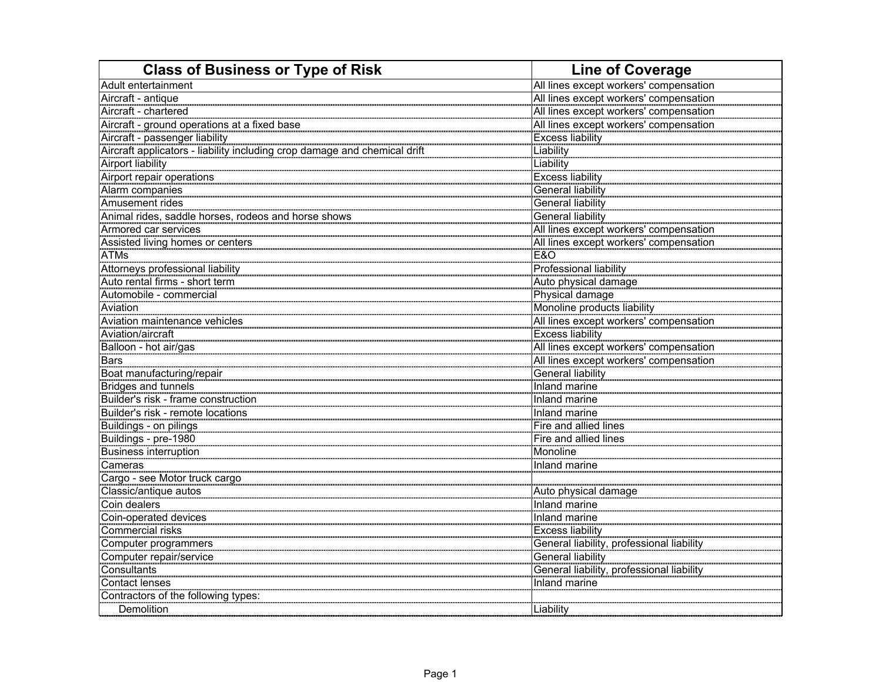| Class of Business or Type of Risk | Line of Coverage |
|---|---|
| Adult entertainment | All lines except workers' compensation |
| Aircraft - antique | All lines except workers' compensation |
| Aircraft - chartered | All lines except workers' compensation |
| Aircraft - ground operations at a fixed base | All lines except workers' compensation |
| Aircraft - passenger liability | Excess liability |
| Aircraft applicators - liability including crop damage and chemical drift | Liability |
| Airport liability | Liability |
| Airport repair operations | Excess liability |
| Alarm companies | General liability |
| Amusement rides | General liability |
| Animal rides, saddle horses, rodeos and horse shows | General liability |
| Armored car services | All lines except workers' compensation |
| Assisted living homes or centers | All lines except workers' compensation |
| ATMs | E&O |
| Attorneys professional liability | Professional liability |
| Auto rental firms - short term | Auto physical damage |
| Automobile - commercial | Physical damage |
| Aviation | Monoline products liability |
| Aviation maintenance vehicles | All lines except workers' compensation |
| Aviation/aircraft | Excess liability |
| Balloon - hot air/gas | All lines except workers' compensation |
| Bars | All lines except workers' compensation |
| Boat manufacturing/repair | General liability |
| Bridges and tunnels | Inland marine |
| Builder's risk - frame construction | Inland marine |
| Builder's risk - remote locations | Inland marine |
| Buildings - on pilings | Fire and allied lines |
| Buildings - pre-1980 | Fire and allied lines |
| Business interruption | Monoline |
| Cameras | Inland marine |
| Cargo - see Motor truck cargo | |
| Classic/antique autos | Auto physical damage |
| Coin dealers | Inland marine |
| Coin-operated devices | Inland marine |
| Commercial risks | Excess liability |
| Computer programmers | General liability, professional liability |
| Computer repair/service | General liability |
| Consultants | General liability, professional liability |
| Contact lenses | Inland marine |
| Contractors of the following types: | |
| Demolition | Liability |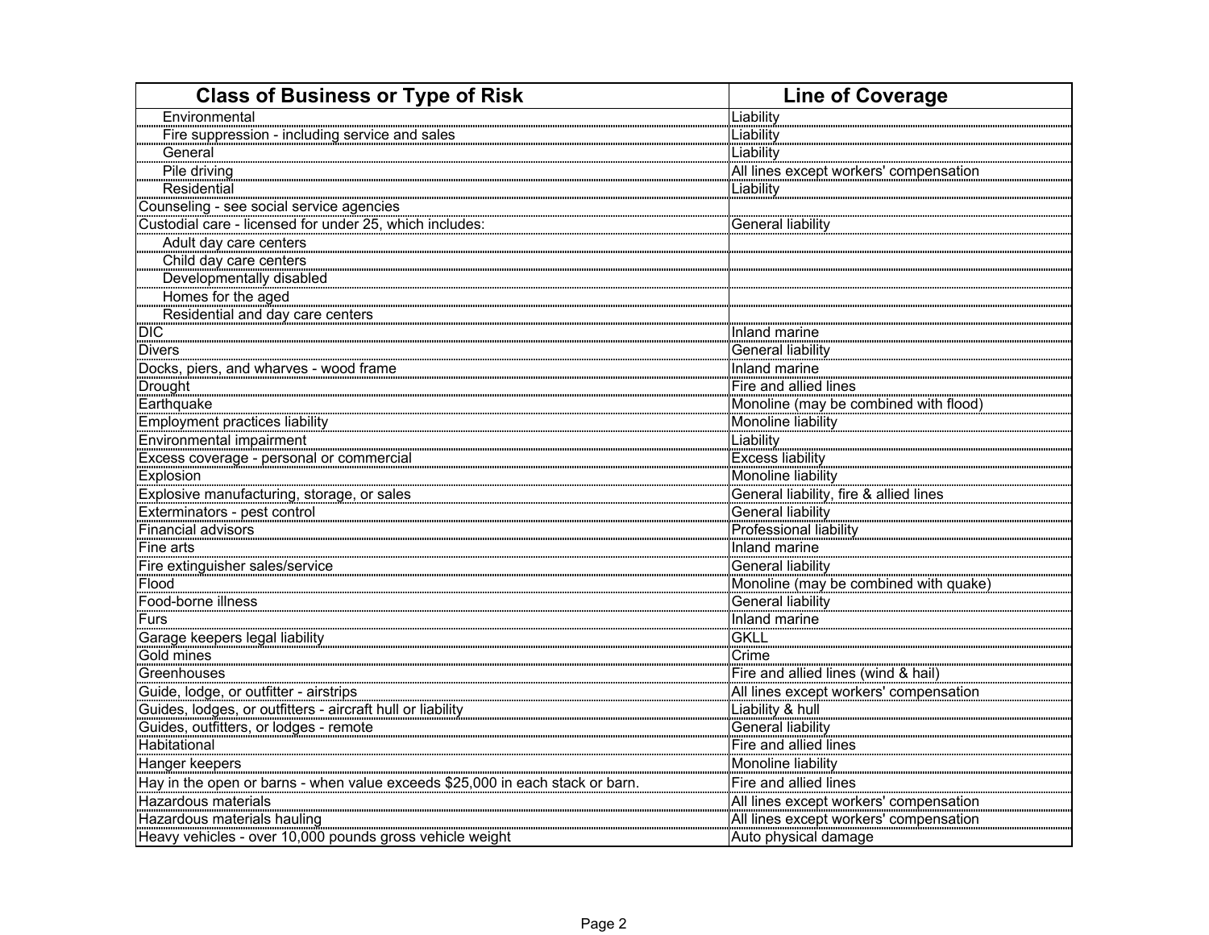| Class of Business or Type of Risk | Line of Coverage |
| --- | --- |
| Environmental | Liability |
| Fire suppression - including service and sales | Liability |
| General | Liability |
| Pile driving | All lines except workers' compensation |
| Residential | Liability |
| Counseling - see social service agencies | |
| Custodial care - licensed for under 25, which includes: | General liability |
| Adult day care centers | |
| Child day care centers | |
| Developmentally disabled | |
| Homes for the aged | |
| Residential and day care centers | |
| DIC | Inland marine |
| Divers | General liability |
| Docks, piers, and wharves - wood frame | Inland marine |
| Drought | Fire and allied lines |
| Earthquake | Monoline (may be combined with flood) |
| Employment practices liability | Monoline liability |
| Environmental impairment | Liability |
| Excess coverage - personal or commercial | Excess liability |
| Explosion | Monoline liability |
| Explosive manufacturing, storage, or sales | General liability, fire & allied lines |
| Exterminators - pest control | General liability |
| Financial advisors | Professional liability |
| Fine arts | Inland marine |
| Fire extinguisher sales/service | General liability |
| Flood | Monoline (may be combined with quake) |
| Food-borne illness | General liability |
| Furs | Inland marine |
| Garage keepers legal liability | GKLL |
| Gold mines | Crime |
| Greenhouses | Fire and allied lines (wind & hail) |
| Guide, lodge, or outfitter - airstrips | All lines except workers' compensation |
| Guides, lodges, or outfitters - aircraft hull or liability | Liability & hull |
| Guides, outfitters, or lodges - remote | General liability |
| Habitational | Fire and allied lines |
| Hanger keepers | Monoline liability |
| Hay in the open or barns - when value exceeds $25,000 in each stack or barn. | Fire and allied lines |
| Hazardous materials | All lines except workers' compensation |
| Hazardous materials hauling | All lines except workers' compensation |
| Heavy vehicles - over 10,000 pounds gross vehicle weight | Auto physical damage |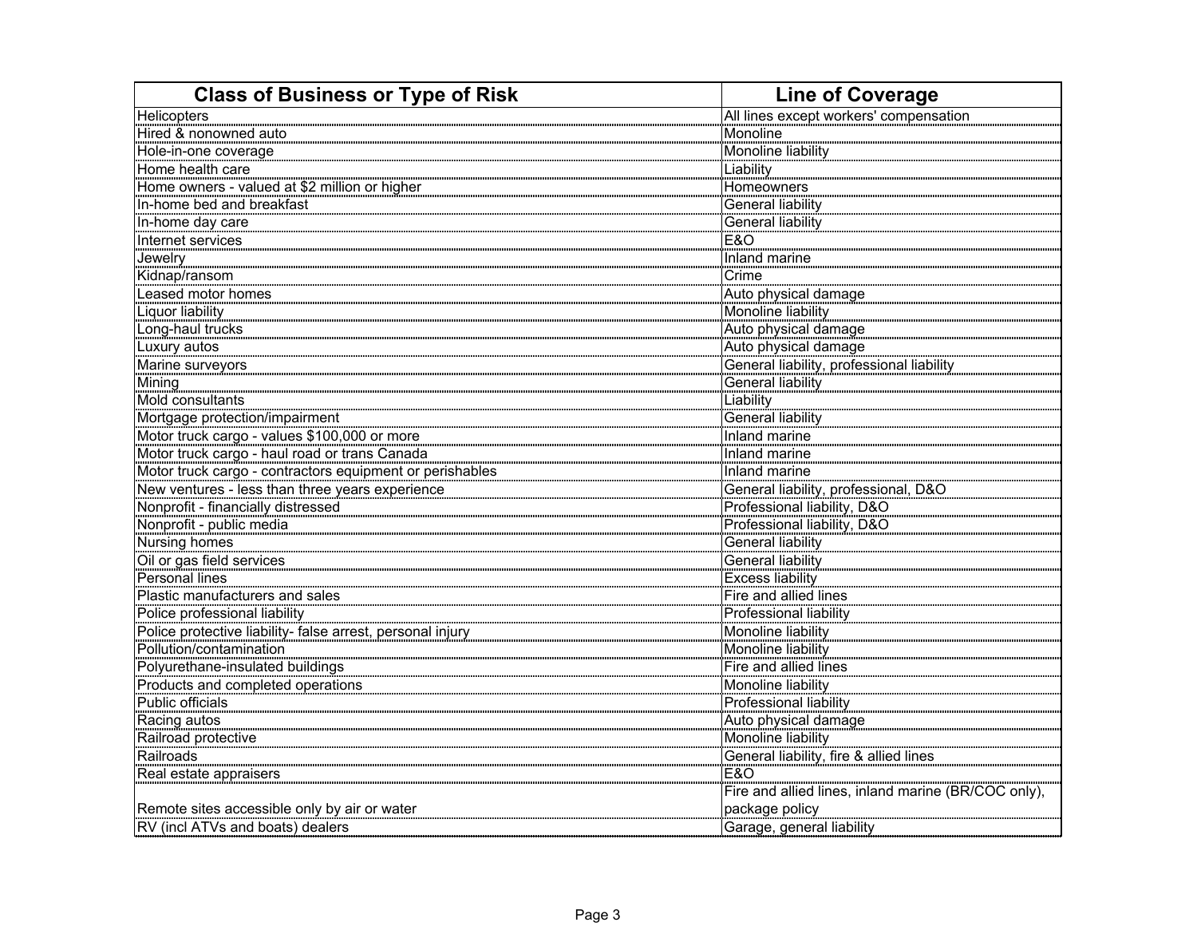| Class of Business or Type of Risk | Line of Coverage |
|---|---|
| Helicopters | All lines except workers' compensation |
| Hired & nonowned auto | Monoline |
| Hole-in-one coverage | Monoline liability |
| Home health care | Liability |
| Home owners - valued at $2 million or higher | Homeowners |
| In-home bed and breakfast | General liability |
| In-home day care | General liability |
| Internet services | E&O |
| Jewelry | Inland marine |
| Kidnap/ransom | Crime |
| Leased motor homes | Auto physical damage |
| Liquor liability | Monoline liability |
| Long-haul trucks | Auto physical damage |
| Luxury autos | Auto physical damage |
| Marine surveyors | General liability, professional liability |
| Mining | General liability |
| Mold consultants | Liability |
| Mortgage protection/impairment | General liability |
| Motor truck cargo - values $100,000 or more | Inland marine |
| Motor truck cargo - haul road or trans Canada | Inland marine |
| Motor truck cargo - contractors equipment or perishables | Inland marine |
| New ventures - less than three years experience | General liability, professional, D&O |
| Nonprofit - financially distressed | Professional liability, D&O |
| Nonprofit - public media | Professional liability, D&O |
| Nursing homes | General liability |
| Oil or gas field services | General liability |
| Personal lines | Excess liability |
| Plastic manufacturers and sales | Fire and allied lines |
| Police professional liability | Professional liability |
| Police protective liability- false arrest, personal injury | Monoline liability |
| Pollution/contamination | Monoline liability |
| Polyurethane-insulated buildings | Fire and allied lines |
| Products and completed operations | Monoline liability |
| Public officials | Professional liability |
| Racing autos | Auto physical damage |
| Railroad protective | Monoline liability |
| Railroads | General liability, fire & allied lines |
| Real estate appraisers | E&O |
| Remote sites accessible only by air or water | Fire and allied lines, inland marine (BR/COC only), package policy |
| RV (incl ATVs and boats) dealers | Garage, general liability |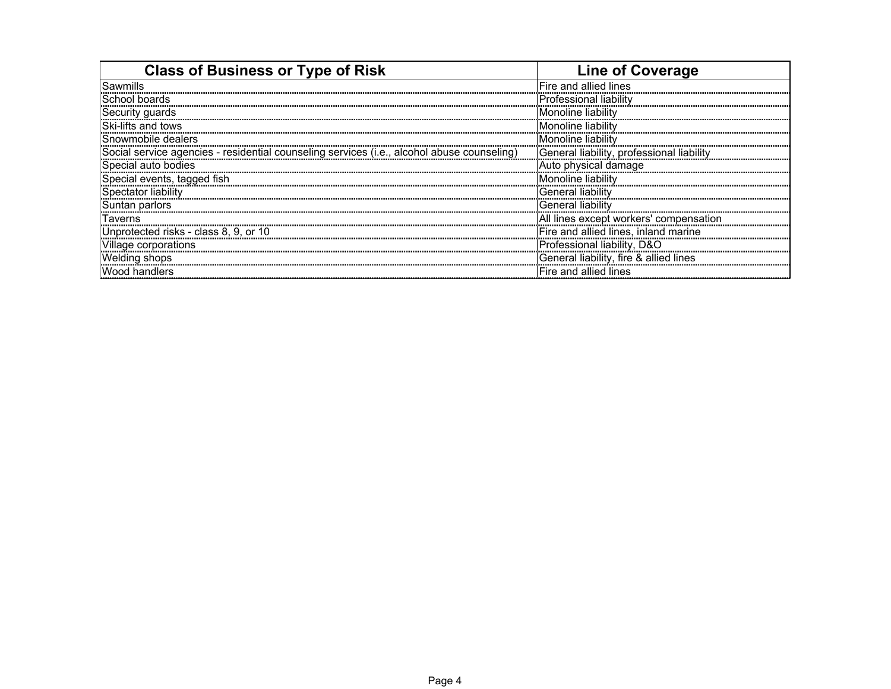| Class of Business or Type of Risk | Line of Coverage |
|---|---|
| Sawmills | Fire and allied lines |
| School boards | Professional liability |
| Security guards | Monoline liability |
| Ski-lifts and tows | Monoline liability |
| Snowmobile dealers | Monoline liability |
| Social service agencies - residential counseling services (i.e., alcohol abuse counseling) | General liability, professional liability |
| Special auto bodies | Auto physical damage |
| Special events, tagged fish | Monoline liability |
| Spectator liability | General liability |
| Suntan parlors | General liability |
| Taverns | All lines except workers' compensation |
| Unprotected risks - class 8, 9, or 10 | Fire and allied lines, inland marine |
| Village corporations | Professional liability, D&O |
| Welding shops | General liability, fire & allied lines |
| Wood handlers | Fire and allied lines |